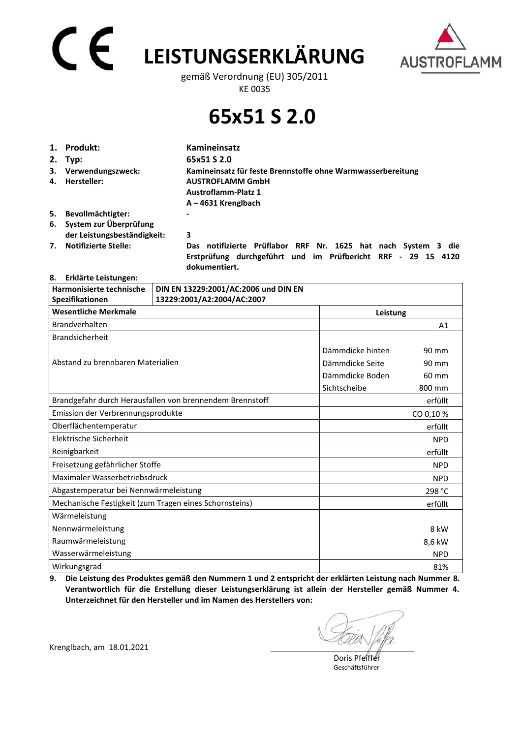# LEISTUNGSERKLÄRUNG

gemäß Verordnung (EU) 305/2011
KE 0035

# 65x51 S 2.0

1. **Produkt:** **Kamineinsatz**
2. **Typ:** **65x51 S 2.0**
3. **Verwendungszweck:** **Kamineinsatz für feste Brennstoffe ohne Warmwasserbereitung**
4. **Hersteller:** **AUSTROFLAMM GmbH**
   **Austroflamm-Platz 1**
   **A – 4631 Krenglbach**
5. **Bevollmächtigter:** **-**
6. **System zur Überprüfung der Leistungsbeständigkeit:** **3**
7. **Notifizierte Stelle:** **Das notifizierte Prüflabor RRF Nr. 1625 hat nach System 3 die Erstprüfung durchgeführt und im Prüfbericht RRF - 29 15 4120 dokumentiert.**
8. **Erklärte Leistungen:**

| **Harmonisierte technische Spezifikationen** | **DIN EN 13229:2001/AC:2006 und DIN EN 13229:2001/A2:2004/AC:2007** | |
|---|---|---|
| **Wesentliche Merkmale** | **Leistung** | |
| Brandverhalten | | A1 |
| Brandsicherheit | | |
| Abstand zu brennbaren Materialien | Dämmdicke hinten | 90 mm |
| | Dämmdicke Seite | 90 mm |
| | Dämmdicke Boden | 60 mm |
| | Sichtscheibe | 800 mm |
| Brandgefahr durch Herausfallen von brennendem Brennstoff | | erfüllt |
| Emission der Verbrennungsprodukte | | CO 0,10 % |
| Oberflächentemperatur | | erfüllt |
| Elektrische Sicherheit | | NPD |
| Reinigbarkeit | | erfüllt |
| Freisetzung gefährlicher Stoffe | | NPD |
| Maximaler Wasserbetriebsdruck | | NPD |
| Abgastemperatur bei Nennwärmeleistung | | 298 °C |
| Mechanische Festigkeit (zum Tragen eines Schornsteins) | | erfüllt |
| Wärmeleistung | | |
| Nennwärmeleistung | | 8 kW |
| Raumwärmeleistung | | 8,6 kW |
| Wasserwärmeleistung | | NPD |
| Wirkungsgrad | | 81% |

9. **Die Leistung des Produktes gemäß den Nummern 1 und 2 entspricht der erklärten Leistung nach Nummer 8. Verantwortlich für die Erstellung dieser Leistungserklärung ist allein der Hersteller gemäß Nummer 4. Unterzeichnet für den Hersteller und im Namen des Herstellers von:**

Krenglbach, am 18.01.2021

Doris Pfeiffer
Geschäftsführer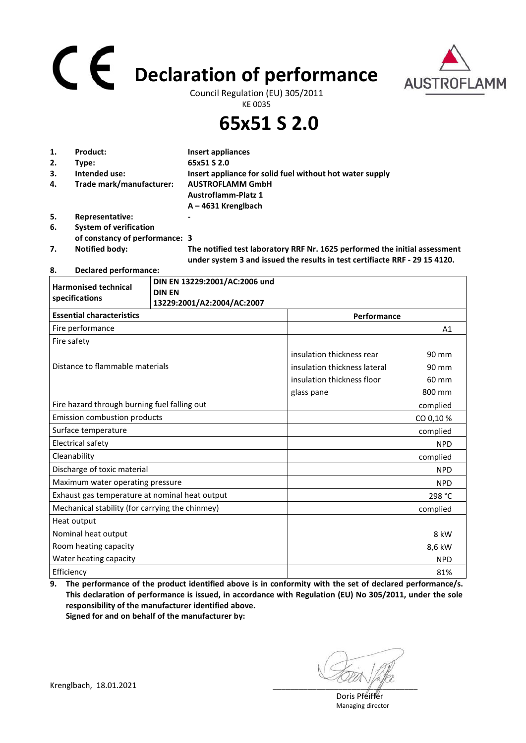# CE Declaration of performance

Council Regulation (EU) 305/2011

KE 0035

AUSTROFLAMM

# 65x51 S 2.0

1. **Product:** **Insert appliances**
2. **Type:** **65x51 S 2.0**
3. **Intended use:** **Insert appliance for solid fuel without hot water supply**
4. **Trade mark/manufacturer:** **AUSTROFLAMM GmbH**
   **Austroflamm-Platz 1**
   **A – 4631 Krenglbach**
5. **Representative:** **-**
6. **System of verification of constancy of performance: 3**
7. **Notified body:** **The notified test laboratory RRF Nr. 1625 performed the initial assessment under system 3 and issued the results in test certifiacte RRF - 29 15 4120.**
8. **Declared performance:**

| Harmonised technical specifications | DIN EN 13229:2001/AC:2006 und DIN EN 13229:2001/A2:2004/AC:2007 | |
|---|---|---|
| **Essential characteristics** | **Performance** | |
| Fire performance | | A1 |
| Fire safety | | |
| Distance to flammable materials | insulation thickness rear | 90 mm |
| | insulation thickness lateral | 90 mm |
| | insulation thickness floor | 60 mm |
| | glass pane | 800 mm |
| Fire hazard through burning fuel falling out | | complied |
| Emission combustion products | | CO 0,10 % |
| Surface temperature | | complied |
| Electrical safety | | NPD |
| Cleanability | | complied |
| Discharge of toxic material | | NPD |
| Maximum water operating pressure | | NPD |
| Exhaust gas temperature at nominal heat output | | 298 °C |
| Mechanical stability (for carrying the chimney) | | complied |
| Heat output | | |
| Nominal heat output | | 8 kW |
| Room heating capacity | | 8,6 kW |
| Water heating capacity | | NPD |
| Efficiency | | 81% |

9. **The performance of the product identified above is in conformity with the set of declared performance/s. This declaration of performance is issued, in accordance with Regulation (EU) No 305/2011, under the sole responsibility of the manufacturer identified above.**
   **Signed for and on behalf of the manufacturer by:**

Krenglbach, 18.01.2021

Doris Pfeiffer
Managing director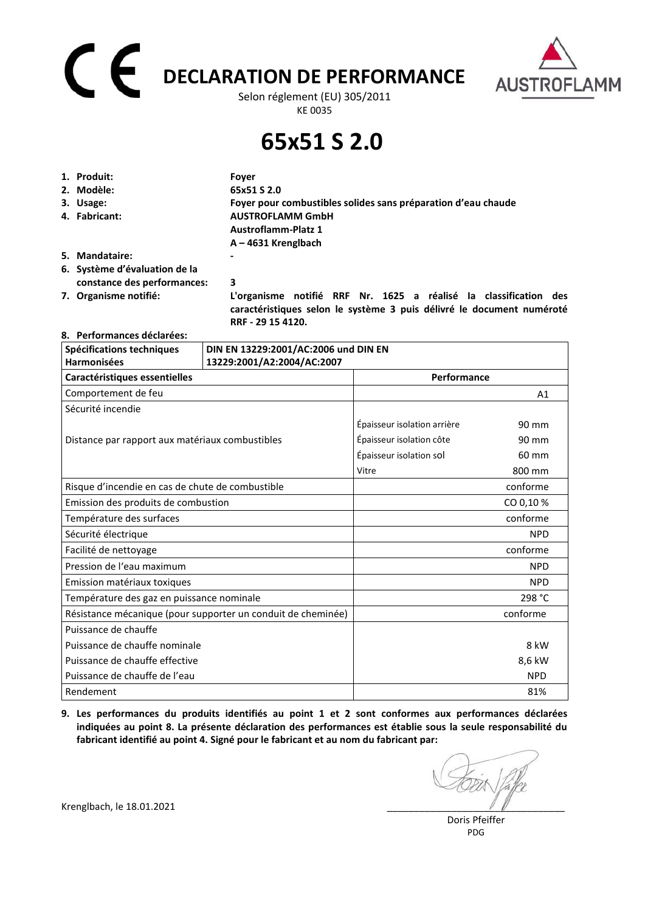# DECLARATION DE PERFORMANCE

Selon réglement (EU) 305/2011

KE 0035

# 65x51 S 2.0

1. **Produit:** **Foyer**
2. **Modèle:** **65x51 S 2.0**
3. **Usage:** **Foyer pour combustibles solides sans préparation d'eau chaude**
4. **Fabricant:** **AUSTROFLAMM GmbH**
   **Austroflamm-Platz 1**
   **A – 4631 Krenglbach**
5. **Mandataire:** **-**
6. **Système d'évaluation de la constance des performances:** **3**
7. **Organisme notifié:** **L'organisme notifié RRF Nr. 1625 a réalisé la classification des caractéristiques selon le système 3 puis délivré le document numéroté RRF - 29 15 4120.**
8. **Performances déclarées:**

| **Spécifications techniques Harmonisées** | **DIN EN 13229:2001/AC:2006 und DIN EN 13229:2001/A2:2004/AC:2007** | |
|---|---|---|
| **Caractéristiques essentielles** | **Performance** | |
| Comportement de feu | | A1 |
| Sécurité incendie | | |
| Distance par rapport aux matériaux combustibles | Épaisseur isolation arrière | 90 mm |
| | Épaisseur isolation côte | 90 mm |
| | Épaisseur isolation sol | 60 mm |
| | Vitre | 800 mm |
| Risque d'incendie en cas de chute de combustible | | conforme |
| Emission des produits de combustion | | CO 0,10 % |
| Température des surfaces | | conforme |
| Sécurité électrique | | NPD |
| Facilité de nettoyage | | conforme |
| Pression de l'eau maximum | | NPD |
| Emission matériaux toxiques | | NPD |
| Température des gaz en puissance nominale | | 298 °C |
| Résistance mécanique (pour supporter un conduit de cheminée) | | conforme |
| Puissance de chauffe | | |
| Puissance de chauffe nominale | | 8 kW |
| Puissance de chauffe effective | | 8,6 kW |
| Puissance de chauffe de l'eau | | NPD |
| Rendement | | 81% |

9. **Les performances du produits identifiés au point 1 et 2 sont conformes aux performances déclarées indiquées au point 8. La présente déclaration des performances est établie sous la seule responsabilité du fabricant identifié au point 4. Signé pour le fabricant et au nom du fabricant par:**

Krenglbach, le 18.01.2021

Doris Pfeiffer
PDG